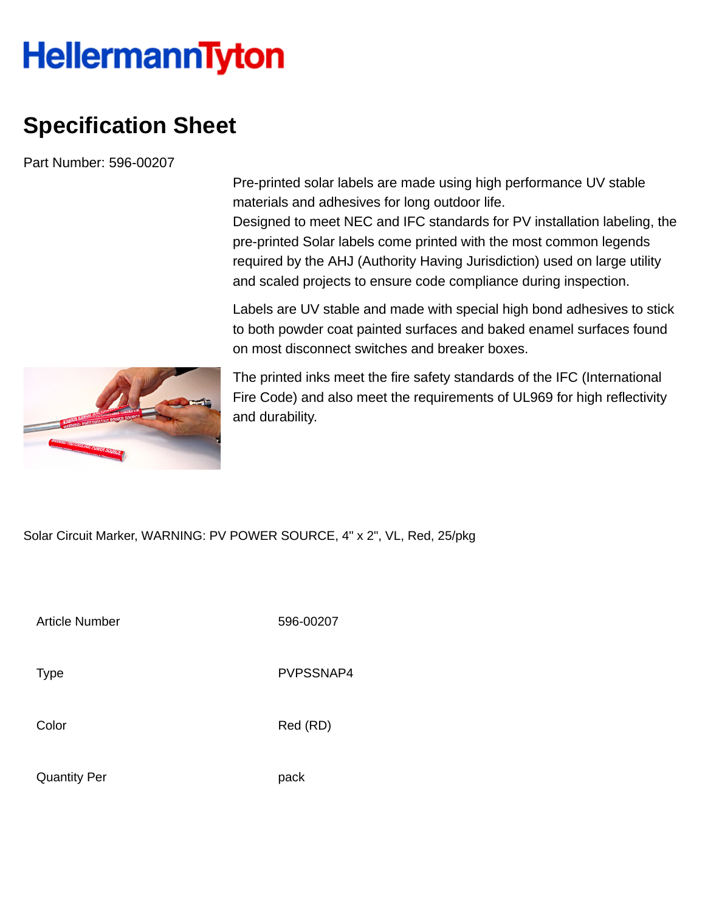# HellermannTyton

## Specification Sheet

Part Number: 596-00207

Pre-printed solar labels are made using high performance UV stable materials and adhesives for long outdoor life.
Designed to meet NEC and IFC standards for PV installation labeling, the pre-printed Solar labels come printed with the most common legends required by the AHJ (Authority Having Jurisdiction) used on large utility and scaled projects to ensure code compliance during inspection.

Labels are UV stable and made with special high bond adhesives to stick to both powder coat painted surfaces and baked enamel surfaces found on most disconnect switches and breaker boxes.

The printed inks meet the fire safety standards of the IFC (International Fire Code) and also meet the requirements of UL969 for high reflectivity and durability.

Solar Circuit Marker, WARNING: PV POWER SOURCE, 4" x 2", VL, Red, 25/pkg

| | |
|---|---|
| Article Number | 596-00207 |
| Type | PVPSSNAP4 |
| Color | Red (RD) |
| Quantity Per | pack |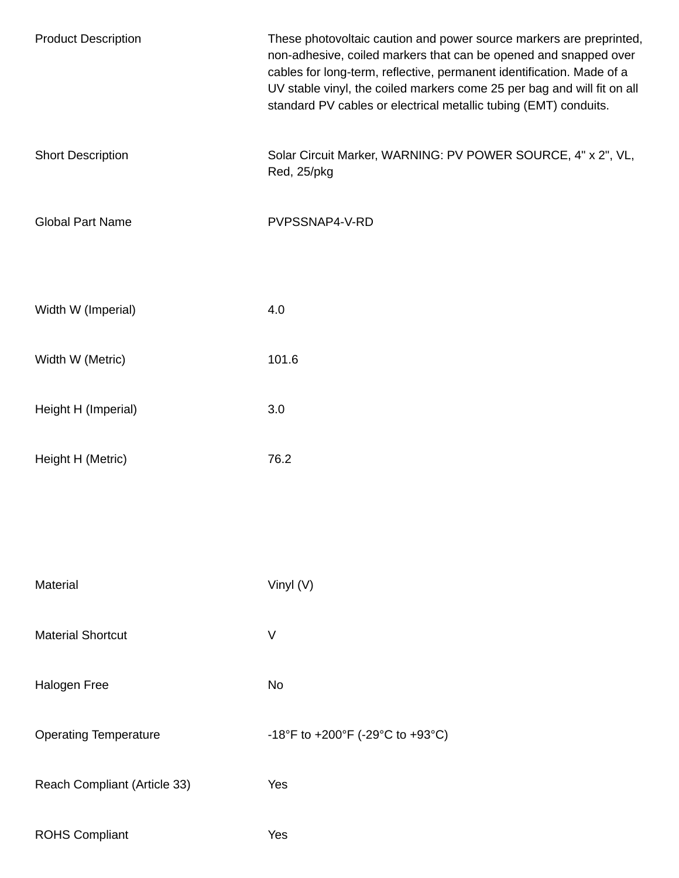| | |
|---|---|
| Product Description | These photovoltaic caution and power source markers are preprinted, non-adhesive, coiled markers that can be opened and snapped over cables for long-term, reflective, permanent identification. Made of a UV stable vinyl, the coiled markers come 25 per bag and will fit on all standard PV cables or electrical metallic tubing (EMT) conduits. |
| Short Description | Solar Circuit Marker, WARNING: PV POWER SOURCE, 4" x 2", VL, Red, 25/pkg |
| Global Part Name | PVPSSNAP4-V-RD |
| Width W (Imperial) | 4.0 |
| Width W (Metric) | 101.6 |
| Height H (Imperial) | 3.0 |
| Height H (Metric) | 76.2 |
| Material | Vinyl (V) |
| Material Shortcut | V |
| Halogen Free | No |
| Operating Temperature | -18°F to +200°F (-29°C to +93°C) |
| Reach Compliant (Article 33) | Yes |
| ROHS Compliant | Yes |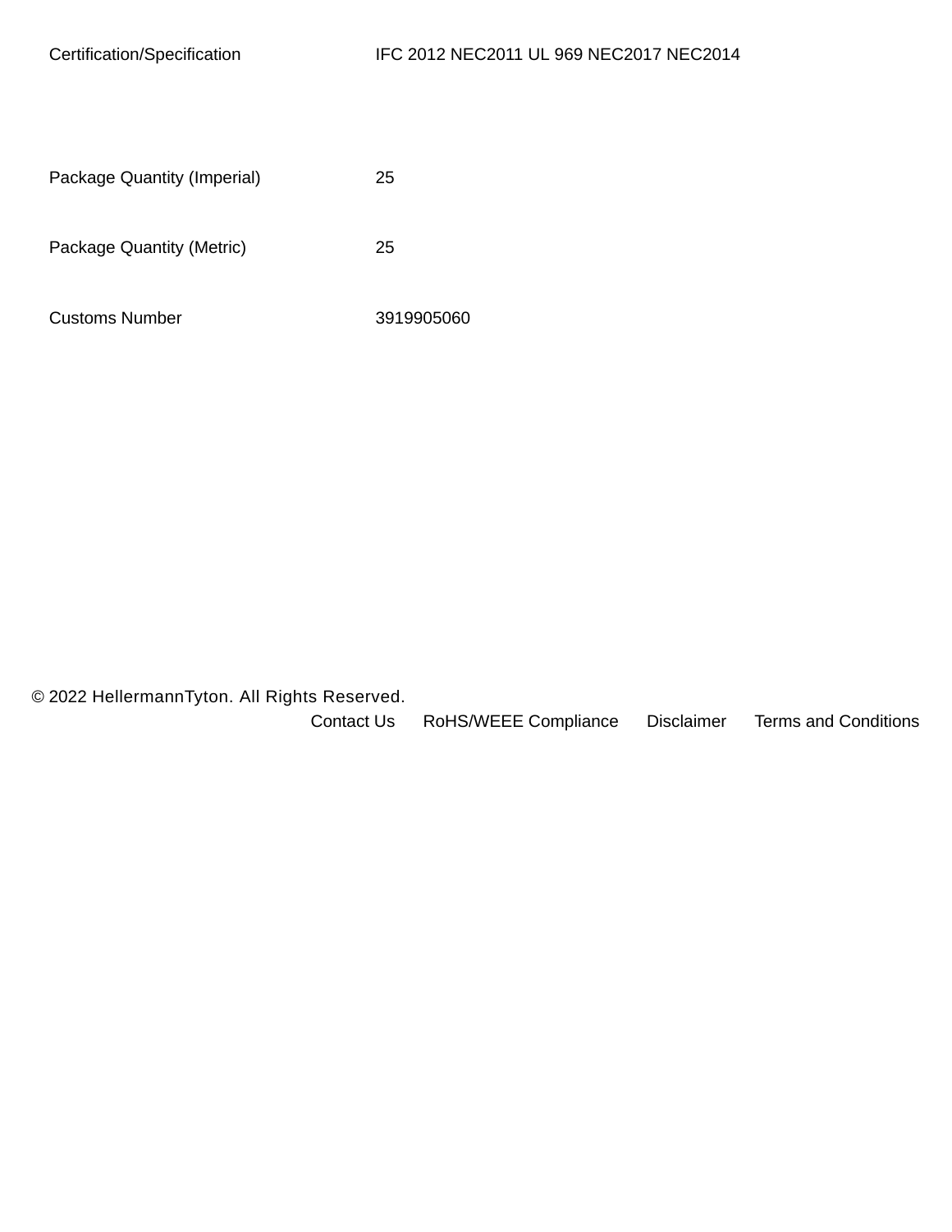| | |
|---|---|
| Certification/Specification | IFC 2012 NEC2011 UL 969 NEC2017 NEC2014 |
| Package Quantity (Imperial) | 25 |
| Package Quantity (Metric) | 25 |
| Customs Number | 3919905060 |

© 2022 HellermannTyton. All Rights Reserved.

Contact Us RoHS/WEEE Compliance Disclaimer Terms and Conditions